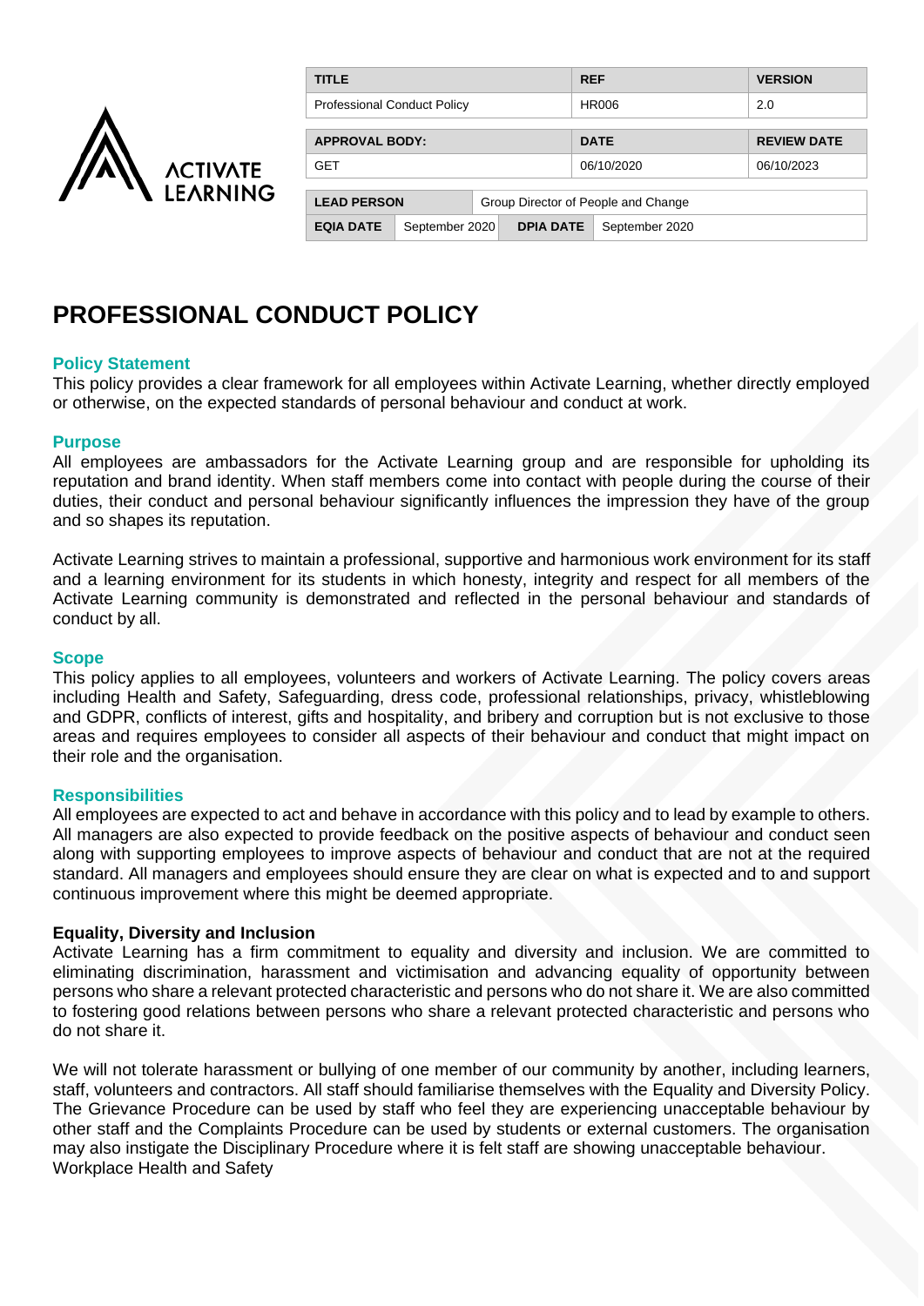| TITLE | | | REF | VERSION |
|---|---|---|---|---|
| Professional Conduct Policy | | | HR006 | 2.0 |
| **APPROVAL BODY:** | | | **DATE** | **REVIEW DATE** |
| GET | | | 06/10/2020 | 06/10/2023 |
| **LEAD PERSON** | Group Director of People and Change | | | |
| **EQIA DATE** | September 2020 | **DPIA DATE** | September 2020 | |

# PROFESSIONAL CONDUCT POLICY

## Policy Statement

This policy provides a clear framework for all employees within Activate Learning, whether directly employed or otherwise, on the expected standards of personal behaviour and conduct at work.

## Purpose

All employees are ambassadors for the Activate Learning group and are responsible for upholding its reputation and brand identity. When staff members come into contact with people during the course of their duties, their conduct and personal behaviour significantly influences the impression they have of the group and so shapes its reputation.

Activate Learning strives to maintain a professional, supportive and harmonious work environment for its staff and a learning environment for its students in which honesty, integrity and respect for all members of the Activate Learning community is demonstrated and reflected in the personal behaviour and standards of conduct by all.

## Scope

This policy applies to all employees, volunteers and workers of Activate Learning. The policy covers areas including Health and Safety, Safeguarding, dress code, professional relationships, privacy, whistleblowing and GDPR, conflicts of interest, gifts and hospitality, and bribery and corruption but is not exclusive to those areas and requires employees to consider all aspects of their behaviour and conduct that might impact on their role and the organisation.

## Responsibilities

All employees are expected to act and behave in accordance with this policy and to lead by example to others. All managers are also expected to provide feedback on the positive aspects of behaviour and conduct seen along with supporting employees to improve aspects of behaviour and conduct that are not at the required standard. All managers and employees should ensure they are clear on what is expected and to and support continuous improvement where this might be deemed appropriate.

### Equality, Diversity and Inclusion

Activate Learning has a firm commitment to equality and diversity and inclusion. We are committed to eliminating discrimination, harassment and victimisation and advancing equality of opportunity between persons who share a relevant protected characteristic and persons who do not share it. We are also committed to fostering good relations between persons who share a relevant protected characteristic and persons who do not share it.

We will not tolerate harassment or bullying of one member of our community by another, including learners, staff, volunteers and contractors. All staff should familiarise themselves with the Equality and Diversity Policy. The Grievance Procedure can be used by staff who feel they are experiencing unacceptable behaviour by other staff and the Complaints Procedure can be used by students or external customers. The organisation may also instigate the Disciplinary Procedure where it is felt staff are showing unacceptable behaviour.
Workplace Health and Safety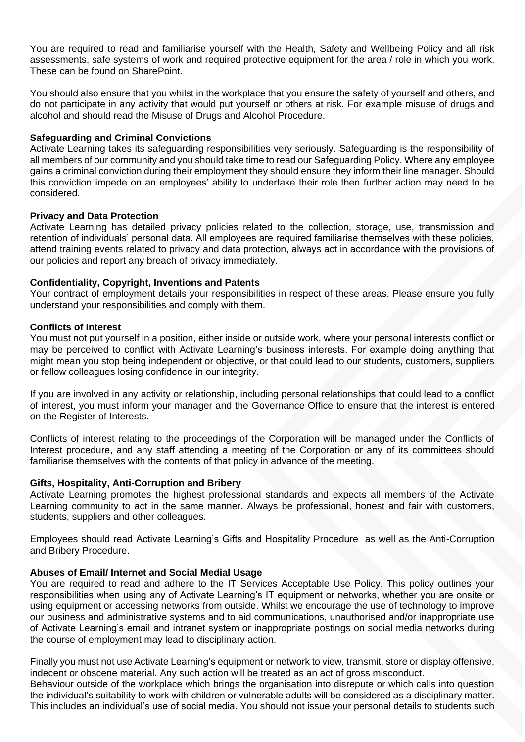You are required to read and familiarise yourself with the Health, Safety and Wellbeing Policy and all risk assessments, safe systems of work and required protective equipment for the area / role in which you work. These can be found on SharePoint.

You should also ensure that you whilst in the workplace that you ensure the safety of yourself and others, and do not participate in any activity that would put yourself or others at risk. For example misuse of drugs and alcohol and should read the Misuse of Drugs and Alcohol Procedure.

**Safeguarding and Criminal Convictions**

Activate Learning takes its safeguarding responsibilities very seriously. Safeguarding is the responsibility of all members of our community and you should take time to read our Safeguarding Policy. Where any employee gains a criminal conviction during their employment they should ensure they inform their line manager. Should this conviction impede on an employees' ability to undertake their role then further action may need to be considered.

**Privacy and Data Protection**

Activate Learning has detailed privacy policies related to the collection, storage, use, transmission and retention of individuals' personal data. All employees are required familiarise themselves with these policies, attend training events related to privacy and data protection, always act in accordance with the provisions of our policies and report any breach of privacy immediately.

**Confidentiality, Copyright, Inventions and Patents**

Your contract of employment details your responsibilities in respect of these areas. Please ensure you fully understand your responsibilities and comply with them.

**Conflicts of Interest**

You must not put yourself in a position, either inside or outside work, where your personal interests conflict or may be perceived to conflict with Activate Learning's business interests. For example doing anything that might mean you stop being independent or objective, or that could lead to our students, customers, suppliers or fellow colleagues losing confidence in our integrity.

If you are involved in any activity or relationship, including personal relationships that could lead to a conflict of interest, you must inform your manager and the Governance Office to ensure that the interest is entered on the Register of Interests.

Conflicts of interest relating to the proceedings of the Corporation will be managed under the Conflicts of Interest procedure, and any staff attending a meeting of the Corporation or any of its committees should familiarise themselves with the contents of that policy in advance of the meeting.

**Gifts, Hospitality, Anti-Corruption and Bribery**

Activate Learning promotes the highest professional standards and expects all members of the Activate Learning community to act in the same manner. Always be professional, honest and fair with customers, students, suppliers and other colleagues.

Employees should read Activate Learning's Gifts and Hospitality Procedure as well as the Anti-Corruption and Bribery Procedure.

**Abuses of Email/ Internet and Social Medial Usage**

You are required to read and adhere to the IT Services Acceptable Use Policy. This policy outlines your responsibilities when using any of Activate Learning's IT equipment or networks, whether you are onsite or using equipment or accessing networks from outside. Whilst we encourage the use of technology to improve our business and administrative systems and to aid communications, unauthorised and/or inappropriate use of Activate Learning's email and intranet system or inappropriate postings on social media networks during the course of employment may lead to disciplinary action.

Finally you must not use Activate Learning's equipment or network to view, transmit, store or display offensive, indecent or obscene material. Any such action will be treated as an act of gross misconduct.

Behaviour outside of the workplace which brings the organisation into disrepute or which calls into question the individual's suitability to work with children or vulnerable adults will be considered as a disciplinary matter. This includes an individual's use of social media. You should not issue your personal details to students such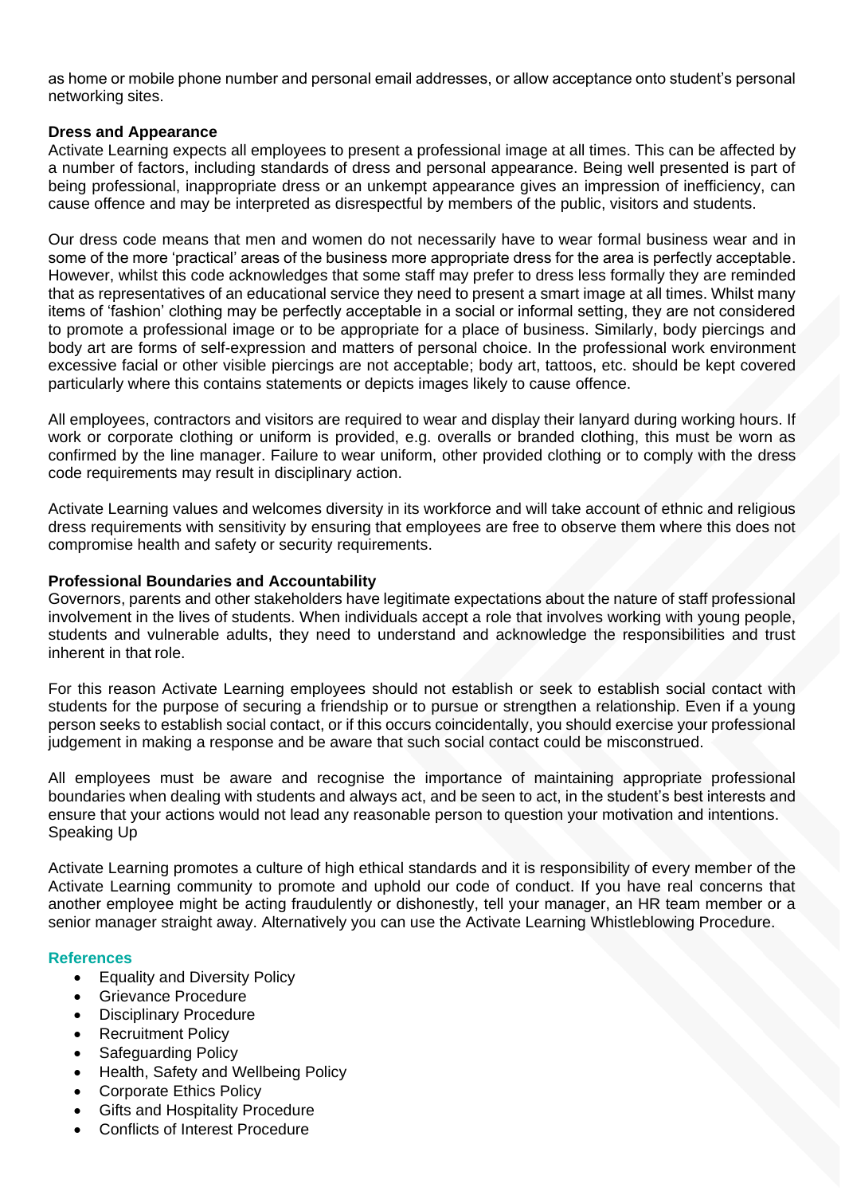as home or mobile phone number and personal email addresses, or allow acceptance onto student's personal networking sites.

**Dress and Appearance**

Activate Learning expects all employees to present a professional image at all times. This can be affected by a number of factors, including standards of dress and personal appearance. Being well presented is part of being professional, inappropriate dress or an unkempt appearance gives an impression of inefficiency, can cause offence and may be interpreted as disrespectful by members of the public, visitors and students.

Our dress code means that men and women do not necessarily have to wear formal business wear and in some of the more 'practical' areas of the business more appropriate dress for the area is perfectly acceptable. However, whilst this code acknowledges that some staff may prefer to dress less formally they are reminded that as representatives of an educational service they need to present a smart image at all times. Whilst many items of 'fashion' clothing may be perfectly acceptable in a social or informal setting, they are not considered to promote a professional image or to be appropriate for a place of business. Similarly, body piercings and body art are forms of self-expression and matters of personal choice. In the professional work environment excessive facial or other visible piercings are not acceptable; body art, tattoos, etc. should be kept covered particularly where this contains statements or depicts images likely to cause offence.

All employees, contractors and visitors are required to wear and display their lanyard during working hours. If work or corporate clothing or uniform is provided, e.g. overalls or branded clothing, this must be worn as confirmed by the line manager. Failure to wear uniform, other provided clothing or to comply with the dress code requirements may result in disciplinary action.

Activate Learning values and welcomes diversity in its workforce and will take account of ethnic and religious dress requirements with sensitivity by ensuring that employees are free to observe them where this does not compromise health and safety or security requirements.

**Professional Boundaries and Accountability**

Governors, parents and other stakeholders have legitimate expectations about the nature of staff professional involvement in the lives of students. When individuals accept a role that involves working with young people, students and vulnerable adults, they need to understand and acknowledge the responsibilities and trust inherent in that role.

For this reason Activate Learning employees should not establish or seek to establish social contact with students for the purpose of securing a friendship or to pursue or strengthen a relationship. Even if a young person seeks to establish social contact, or if this occurs coincidentally, you should exercise your professional judgement in making a response and be aware that such social contact could be misconstrued.

All employees must be aware and recognise the importance of maintaining appropriate professional boundaries when dealing with students and always act, and be seen to act, in the student's best interests and ensure that your actions would not lead any reasonable person to question your motivation and intentions.

Speaking Up

Activate Learning promotes a culture of high ethical standards and it is responsibility of every member of the Activate Learning community to promote and uphold our code of conduct. If you have real concerns that another employee might be acting fraudulently or dishonestly, tell your manager, an HR team member or a senior manager straight away. Alternatively you can use the Activate Learning Whistleblowing Procedure.

**References**

- Equality and Diversity Policy
- Grievance Procedure
- Disciplinary Procedure
- Recruitment Policy
- Safeguarding Policy
- Health, Safety and Wellbeing Policy
- Corporate Ethics Policy
- Gifts and Hospitality Procedure
- Conflicts of Interest Procedure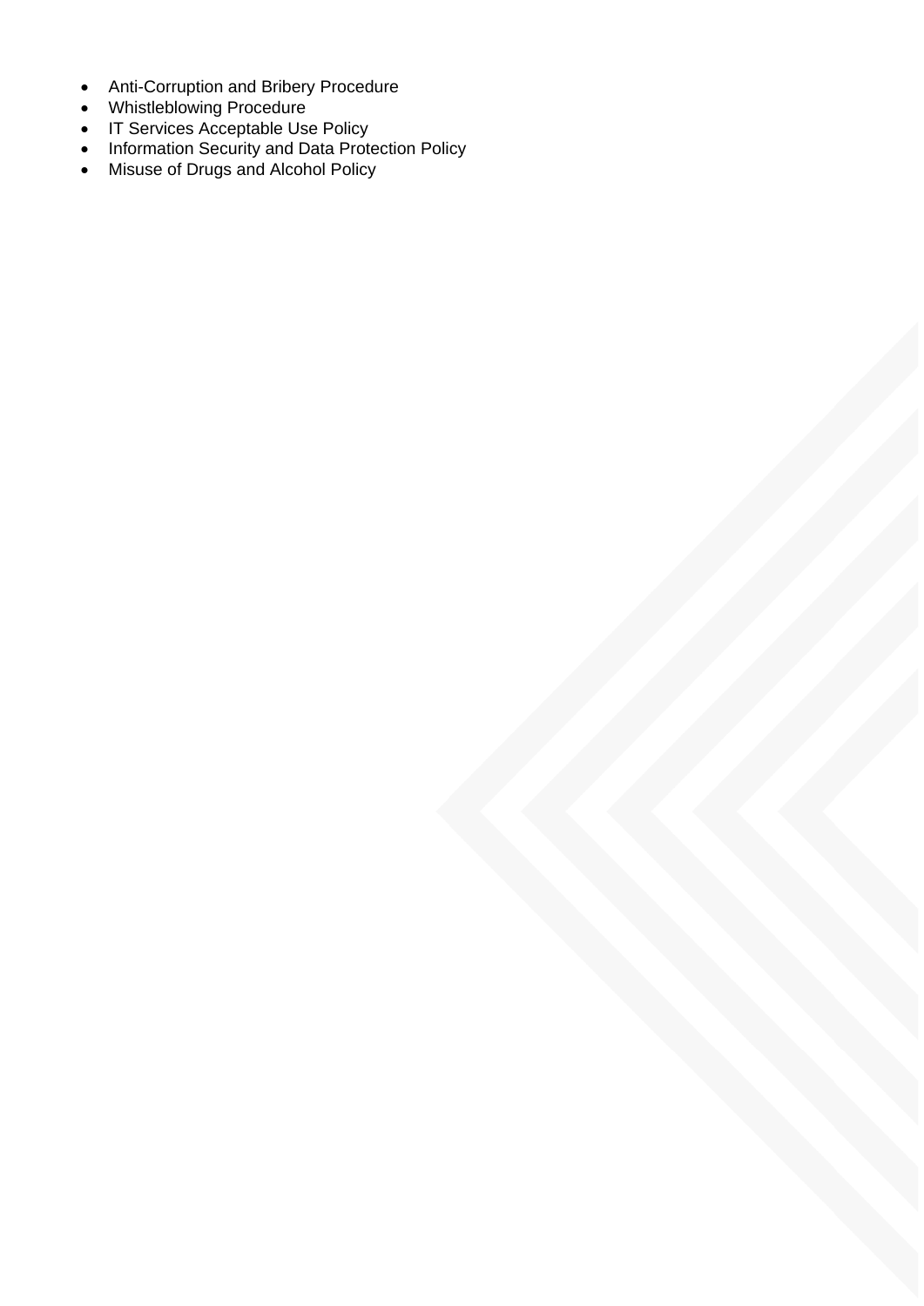- Anti-Corruption and Bribery Procedure
- Whistleblowing Procedure
- IT Services Acceptable Use Policy
- Information Security and Data Protection Policy
- Misuse of Drugs and Alcohol Policy